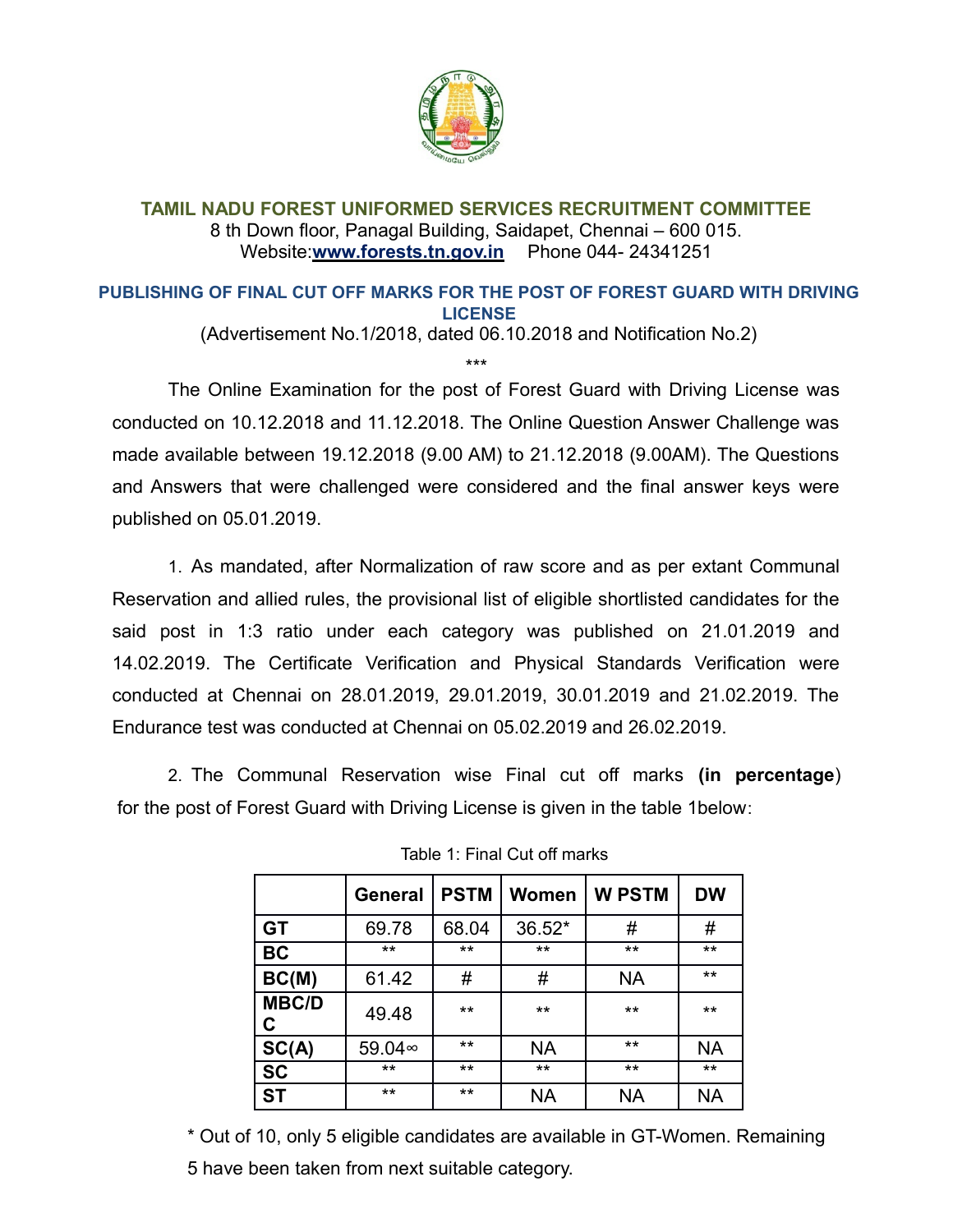## TAMIL NADU FOREST UNIFORMED SERVICES RECRUITMENT COMMITTEE

8 th Down floor, Panagal Building, Saidapet, Chennai – 600 015.
Website:**www.forests.tn.gov.in** Phone 044- 24341251

### PUBLISHING OF FINAL CUT OFF MARKS FOR THE POST OF FOREST GUARD WITH DRIVING LICENSE

(Advertisement No.1/2018, dated 06.10.2018 and Notification No.2)

***

The Online Examination for the post of Forest Guard with Driving License was conducted on 10.12.2018 and 11.12.2018. The Online Question Answer Challenge was made available between 19.12.2018 (9.00 AM) to 21.12.2018 (9.00AM). The Questions and Answers that were challenged were considered and the final answer keys were published on 05.01.2019.

1. As mandated, after Normalization of raw score and as per extant Communal Reservation and allied rules, the provisional list of eligible shortlisted candidates for the said post in 1:3 ratio under each category was published on 21.01.2019 and 14.02.2019. The Certificate Verification and Physical Standards Verification were conducted at Chennai on 28.01.2019, 29.01.2019, 30.01.2019 and 21.02.2019. The Endurance test was conducted at Chennai on 05.02.2019 and 26.02.2019.

2. The Communal Reservation wise Final cut off marks **(in percentage**) for the post of Forest Guard with Driving License is given in the table 1below:

Table 1: Final Cut off marks

| | General | PSTM | Women | W PSTM | DW |
|---|---|---|---|---|---|
| **GT** | 69.78 | 68.04 | 36.52* | # | # |
| **BC** | ** | ** | ** | ** | ** |
| **BC(M)** | 61.42 | # | # | NA | ** |
| **MBC/DC** | 49.48 | ** | ** | ** | ** |
| **SC(A)** | 59.04∞ | ** | NA | ** | NA |
| **SC** | ** | ** | ** | ** | ** |
| **ST** | ** | ** | NA | NA | NA |

* Out of 10, only 5 eligible candidates are available in GT-Women. Remaining 5 have been taken from next suitable category.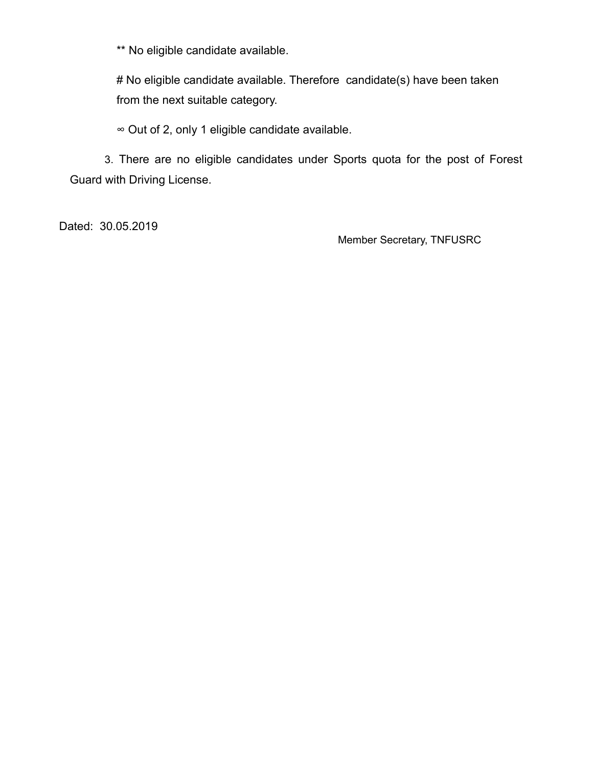** No eligible candidate available.

# No eligible candidate available. Therefore candidate(s) have been taken from the next suitable category.

∞ Out of 2, only 1 eligible candidate available.

3. There are no eligible candidates under Sports quota for the post of Forest Guard with Driving License.

Dated: 30.05.2019

Member Secretary, TNFUSRC